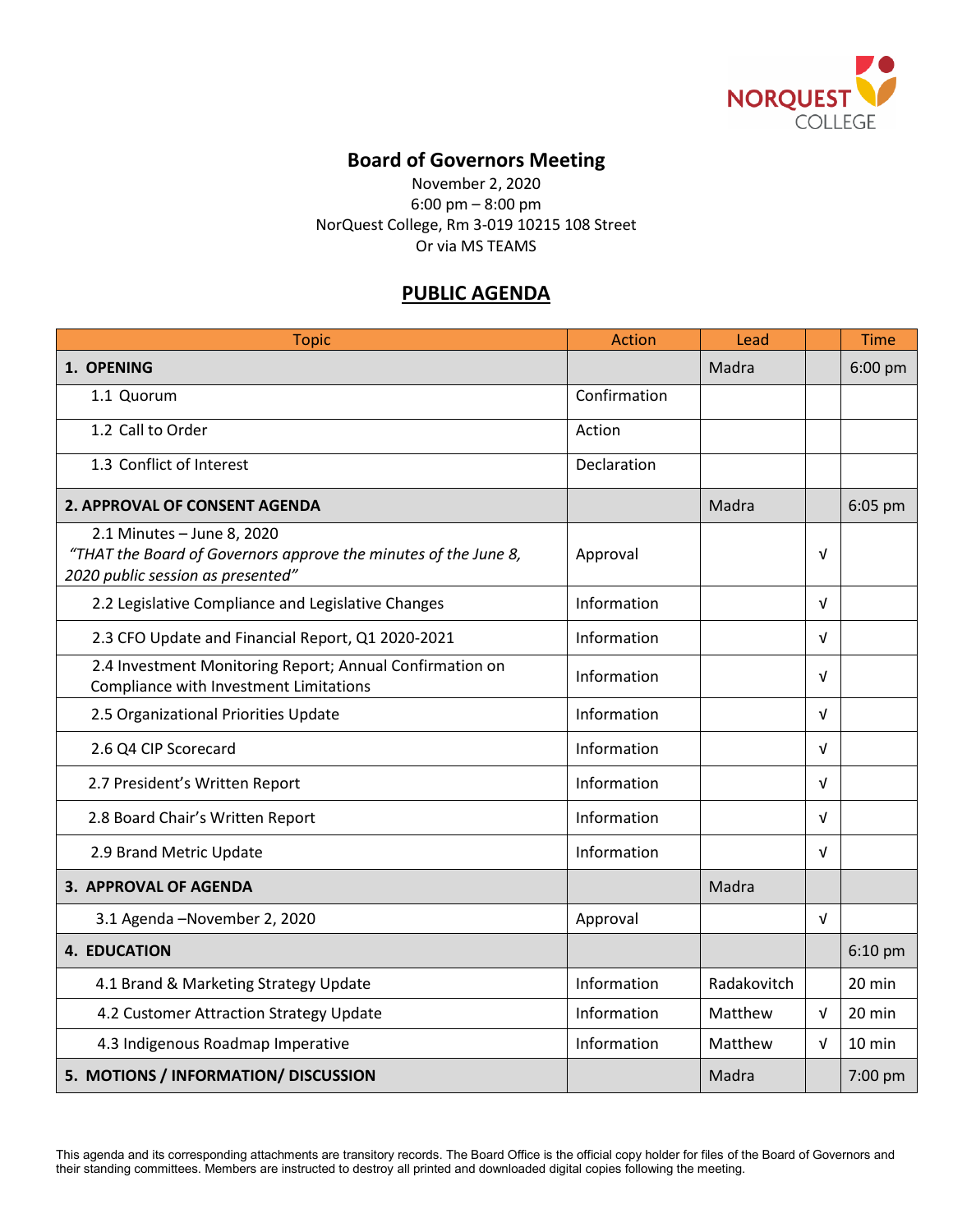NORQUEST COLLEGE

# Board of Governors Meeting

November 2, 2020
6:00 pm – 8:00 pm
NorQuest College, Rm 3-019 10215 108 Street
Or via MS TEAMS

## PUBLIC AGENDA

| Topic | Action | Lead | | Time |
|---|---|---|---|---|
| **1. OPENING** | | Madra | | 6:00 pm |
| 1.1 Quorum | Confirmation | | | |
| 1.2 Call to Order | Action | | | |
| 1.3 Conflict of Interest | Declaration | | | |
| **2. APPROVAL OF CONSENT AGENDA** | | Madra | | 6:05 pm |
| 2.1 Minutes – June 8, 2020 *"THAT the Board of Governors approve the minutes of the June 8, 2020 public session as presented"* | Approval | | √ | |
| 2.2 Legislative Compliance and Legislative Changes | Information | | √ | |
| 2.3 CFO Update and Financial Report, Q1 2020-2021 | Information | | √ | |
| 2.4 Investment Monitoring Report; Annual Confirmation on Compliance with Investment Limitations | Information | | √ | |
| 2.5 Organizational Priorities Update | Information | | √ | |
| 2.6 Q4 CIP Scorecard | Information | | √ | |
| 2.7 President's Written Report | Information | | √ | |
| 2.8 Board Chair's Written Report | Information | | √ | |
| 2.9 Brand Metric Update | Information | | √ | |
| **3. APPROVAL OF AGENDA** | | Madra | | |
| 3.1 Agenda –November 2, 2020 | Approval | | √ | |
| **4. EDUCATION** | | | | 6:10 pm |
| 4.1 Brand & Marketing Strategy Update | Information | Radakovitch | | 20 min |
| 4.2 Customer Attraction Strategy Update | Information | Matthew | √ | 20 min |
| 4.3 Indigenous Roadmap Imperative | Information | Matthew | √ | 10 min |
| **5. MOTIONS / INFORMATION/ DISCUSSION** | | Madra | | 7:00 pm |

This agenda and its corresponding attachments are transitory records. The Board Office is the official copy holder for files of the Board of Governors and their standing committees. Members are instructed to destroy all printed and downloaded digital copies following the meeting.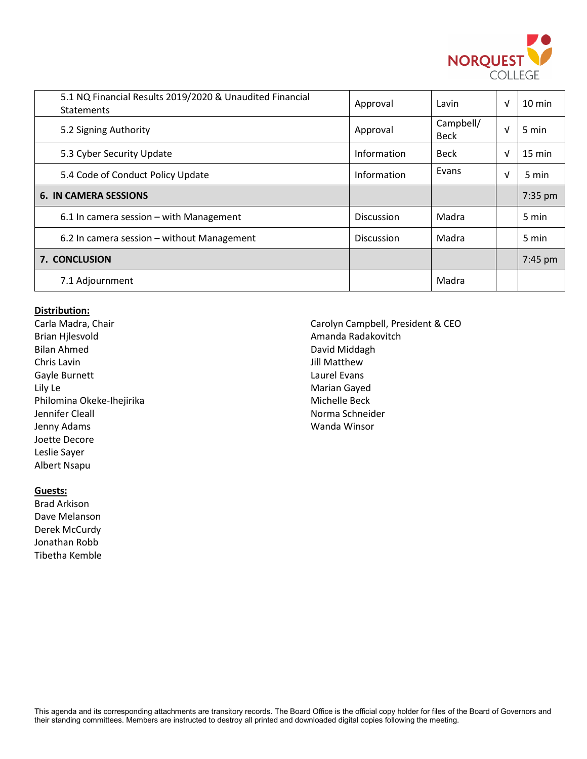| | | | | |
|---|---|---|---|---|
| 5.1 NQ Financial Results 2019/2020 & Unaudited Financial Statements | Approval | Lavin | √ | 10 min |
| 5.2 Signing Authority | Approval | Campbell/ Beck | √ | 5 min |
| 5.3 Cyber Security Update | Information | Beck | √ | 15 min |
| 5.4 Code of Conduct Policy Update | Information | Evans | √ | 5 min |
| **6. IN CAMERA SESSIONS** | | | | 7:35 pm |
| 6.1 In camera session – with Management | Discussion | Madra | | 5 min |
| 6.2 In camera session – without Management | Discussion | Madra | | 5 min |
| **7. CONCLUSION** | | | | 7:45 pm |
| 7.1 Adjournment | | Madra | | |

**Distribution:**

Carla Madra, Chair
Brian Hjlesvold
Bilan Ahmed
Chris Lavin
Gayle Burnett
Lily Le
Philomina Okeke-Ihejirika
Jennifer Cleall
Jenny Adams
Joette Decore
Leslie Sayer
Albert Nsapu

Carolyn Campbell, President & CEO
Amanda Radakovitch
David Middagh
Jill Matthew
Laurel Evans
Marian Gayed
Michelle Beck
Norma Schneider
Wanda Winsor

**Guests:**

Brad Arkison
Dave Melanson
Derek McCurdy
Jonathan Robb
Tibetha Kemble

This agenda and its corresponding attachments are transitory records. The Board Office is the official copy holder for files of the Board of Governors and their standing committees. Members are instructed to destroy all printed and downloaded digital copies following the meeting.